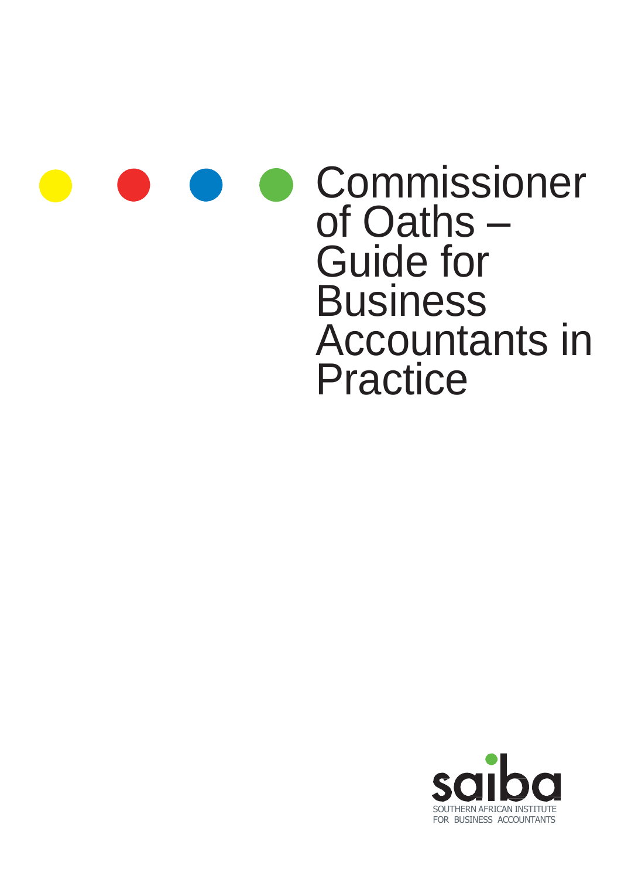# Commissioner of Oaths – Guide for Business Accountants in Practice

saiba

SOUTHERN AFRICAN INSTITUTE FOR BUSINESS ACCOUNTANTS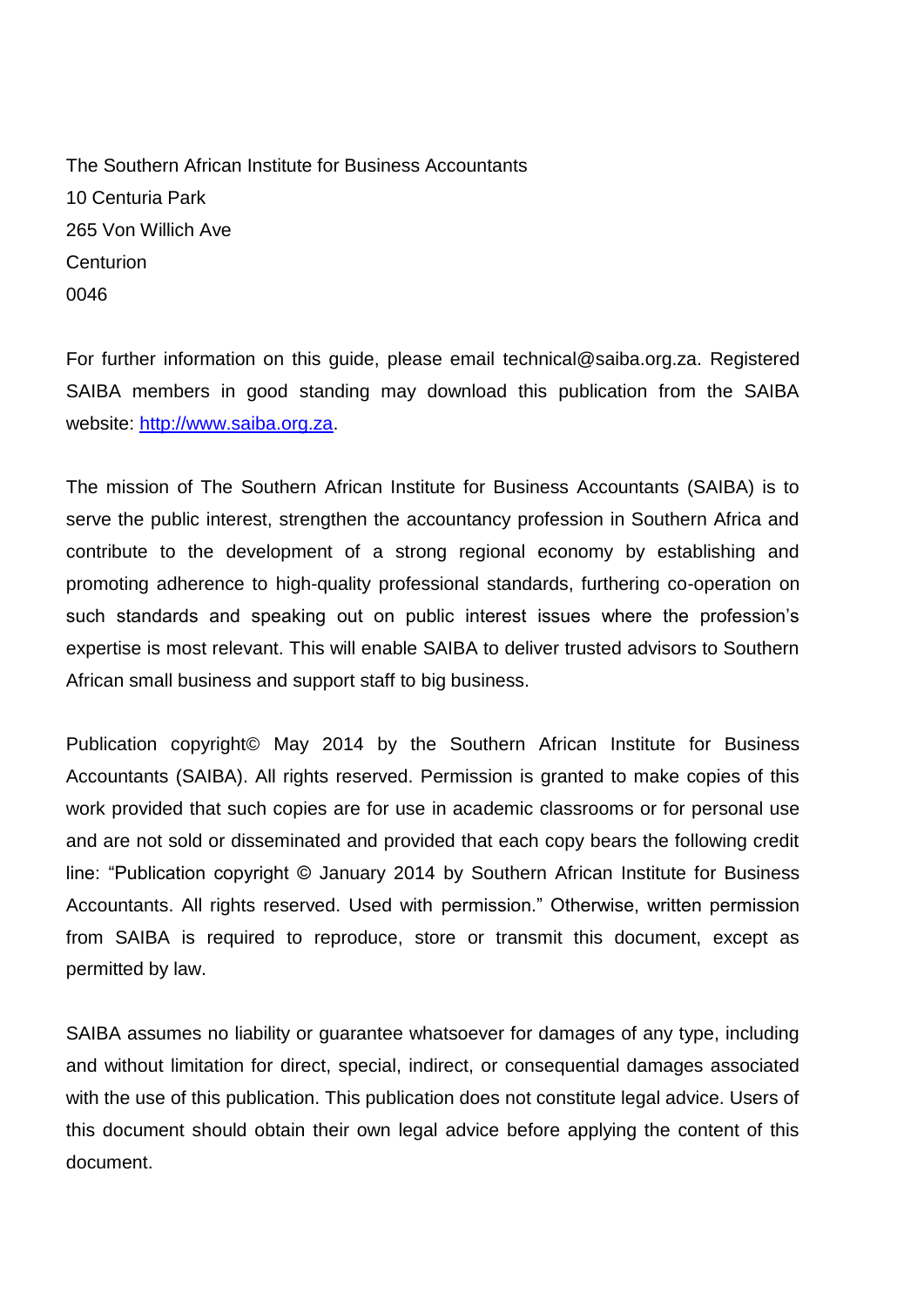The Southern African Institute for Business Accountants
10 Centuria Park
265 Von Willich Ave
Centurion
0046

For further information on this guide, please email technical@saiba.org.za. Registered SAIBA members in good standing may download this publication from the SAIBA website: [http://www.saiba.org.za](http://www.saiba.org.za).

The mission of The Southern African Institute for Business Accountants (SAIBA) is to serve the public interest, strengthen the accountancy profession in Southern Africa and contribute to the development of a strong regional economy by establishing and promoting adherence to high-quality professional standards, furthering co-operation on such standards and speaking out on public interest issues where the profession's expertise is most relevant. This will enable SAIBA to deliver trusted advisors to Southern African small business and support staff to big business.

Publication copyright© May 2014 by the Southern African Institute for Business Accountants (SAIBA). All rights reserved. Permission is granted to make copies of this work provided that such copies are for use in academic classrooms or for personal use and are not sold or disseminated and provided that each copy bears the following credit line: "Publication copyright © January 2014 by Southern African Institute for Business Accountants. All rights reserved. Used with permission." Otherwise, written permission from SAIBA is required to reproduce, store or transmit this document, except as permitted by law.

SAIBA assumes no liability or guarantee whatsoever for damages of any type, including and without limitation for direct, special, indirect, or consequential damages associated with the use of this publication. This publication does not constitute legal advice. Users of this document should obtain their own legal advice before applying the content of this document.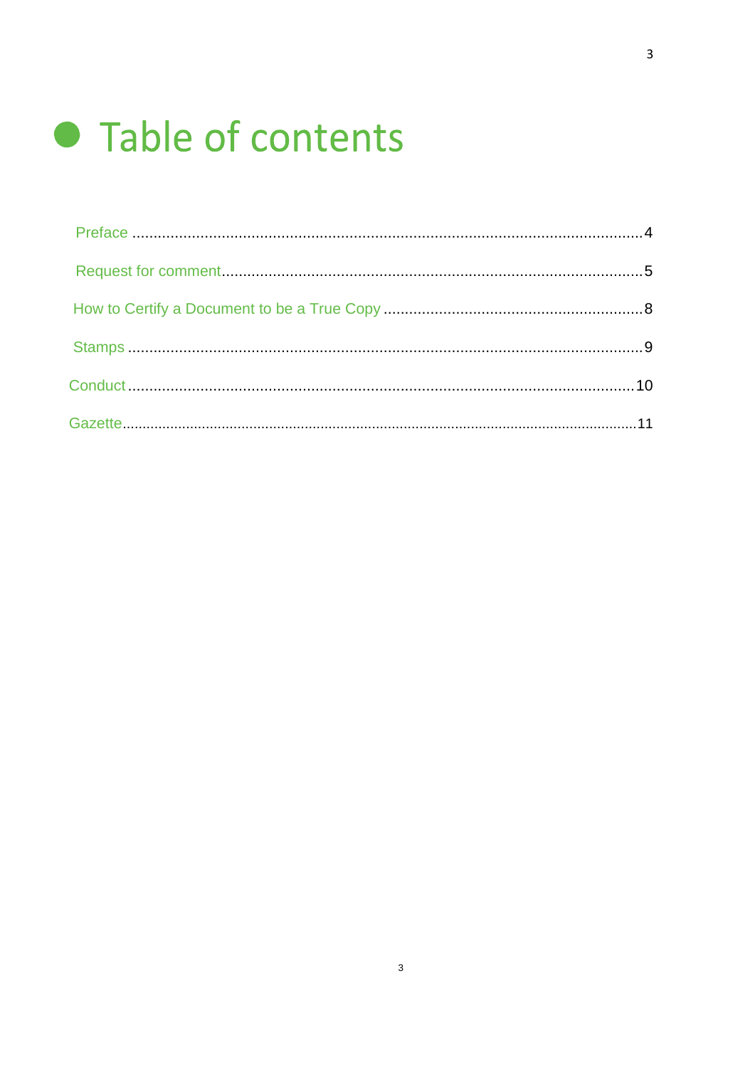# Table of contents

Preface ....................................................................................................................... 4

Request for comment..................................................................................................... 5

How to Certify a Document to be a True Copy ................................................................ 8

Stamps ........................................................................................................................ 9

Conduct ...................................................................................................................... 10

Gazette........................................................................................................................ 11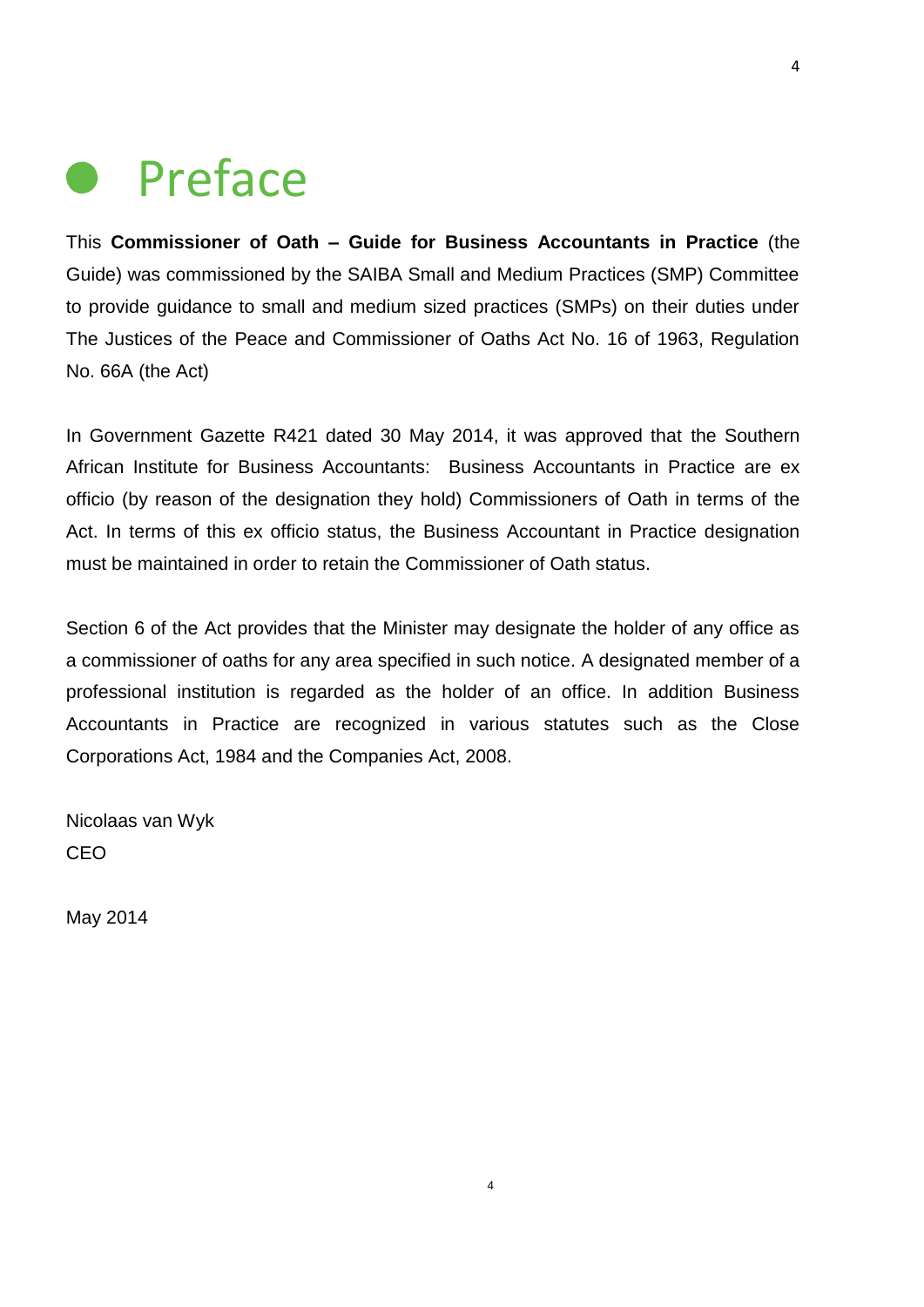# Preface

This **Commissioner of Oath – Guide for Business Accountants in Practice** (the Guide) was commissioned by the SAIBA Small and Medium Practices (SMP) Committee to provide guidance to small and medium sized practices (SMPs) on their duties under The Justices of the Peace and Commissioner of Oaths Act No. 16 of 1963, Regulation No. 66A (the Act)

In Government Gazette R421 dated 30 May 2014, it was approved that the Southern African Institute for Business Accountants: Business Accountants in Practice are ex officio (by reason of the designation they hold) Commissioners of Oath in terms of the Act. In terms of this ex officio status, the Business Accountant in Practice designation must be maintained in order to retain the Commissioner of Oath status.

Section 6 of the Act provides that the Minister may designate the holder of any office as a commissioner of oaths for any area specified in such notice. A designated member of a professional institution is regarded as the holder of an office. In addition Business Accountants in Practice are recognized in various statutes such as the Close Corporations Act, 1984 and the Companies Act, 2008.

Nicolaas van Wyk
CEO

May 2014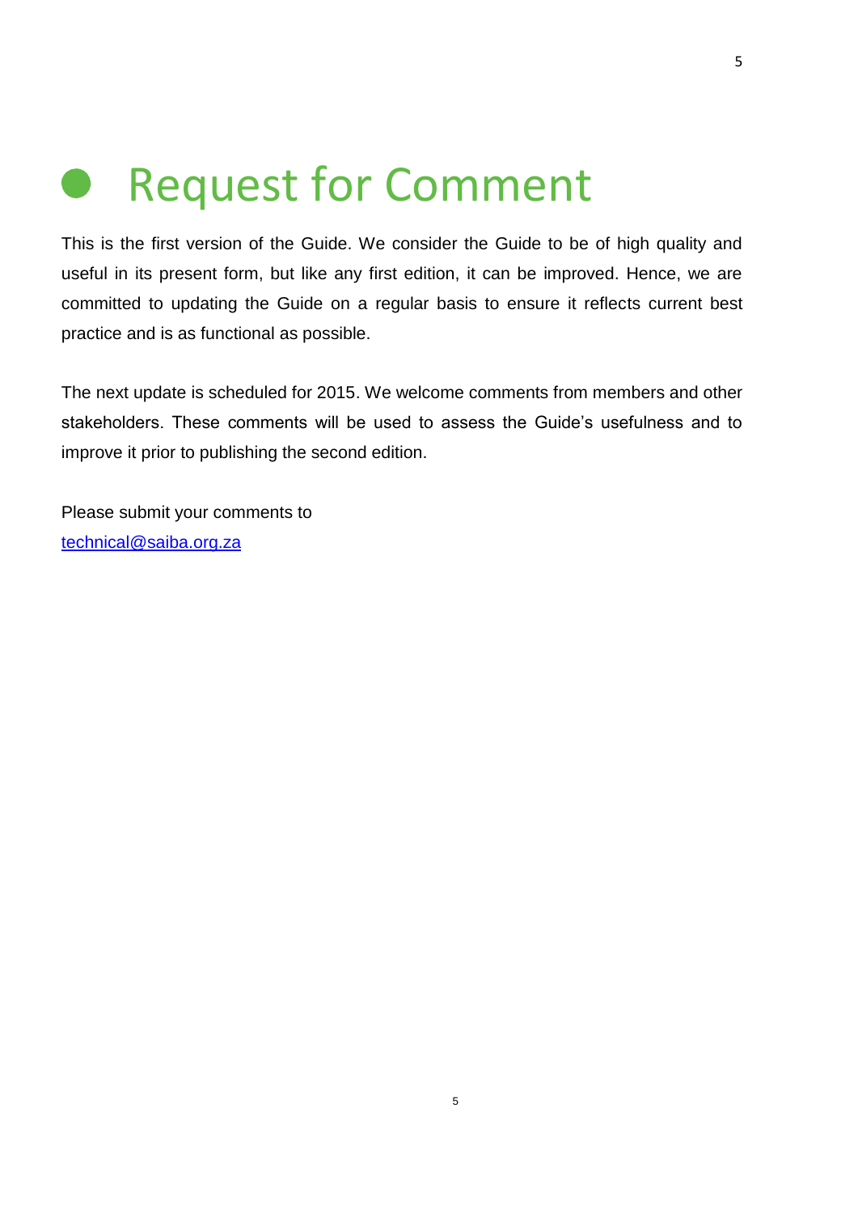# Request for Comment

This is the first version of the Guide. We consider the Guide to be of high quality and useful in its present form, but like any first edition, it can be improved. Hence, we are committed to updating the Guide on a regular basis to ensure it reflects current best practice and is as functional as possible.

The next update is scheduled for 2015. We welcome comments from members and other stakeholders. These comments will be used to assess the Guide's usefulness and to improve it prior to publishing the second edition.

Please submit your comments to
[technical@saiba.org.za](mailto:technical@saiba.org.za)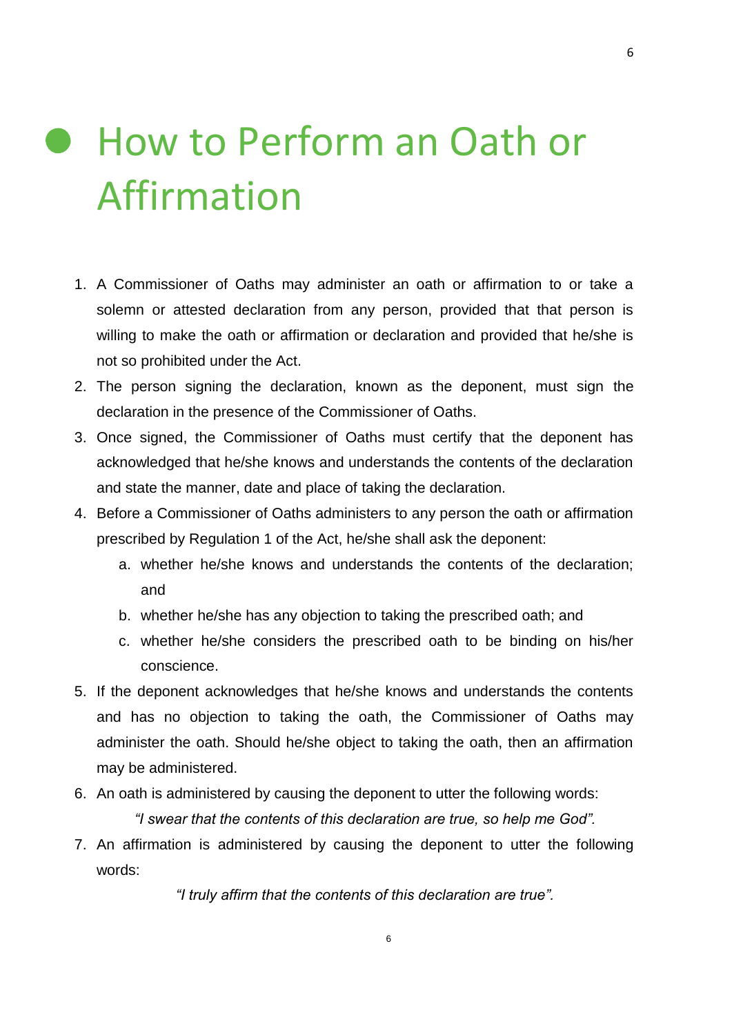# How to Perform an Oath or Affirmation

1. A Commissioner of Oaths may administer an oath or affirmation to or take a solemn or attested declaration from any person, provided that that person is willing to make the oath or affirmation or declaration and provided that he/she is not so prohibited under the Act.
2. The person signing the declaration, known as the deponent, must sign the declaration in the presence of the Commissioner of Oaths.
3. Once signed, the Commissioner of Oaths must certify that the deponent has acknowledged that he/she knows and understands the contents of the declaration and state the manner, date and place of taking the declaration.
4. Before a Commissioner of Oaths administers to any person the oath or affirmation prescribed by Regulation 1 of the Act, he/she shall ask the deponent:
   a. whether he/she knows and understands the contents of the declaration; and
   b. whether he/she has any objection to taking the prescribed oath; and
   c. whether he/she considers the prescribed oath to be binding on his/her conscience.
5. If the deponent acknowledges that he/she knows and understands the contents and has no objection to taking the oath, the Commissioner of Oaths may administer the oath. Should he/she object to taking the oath, then an affirmation may be administered.
6. An oath is administered by causing the deponent to utter the following words:

   *"I swear that the contents of this declaration are true, so help me God".*

7. An affirmation is administered by causing the deponent to utter the following words:

   *"I truly affirm that the contents of this declaration are true".*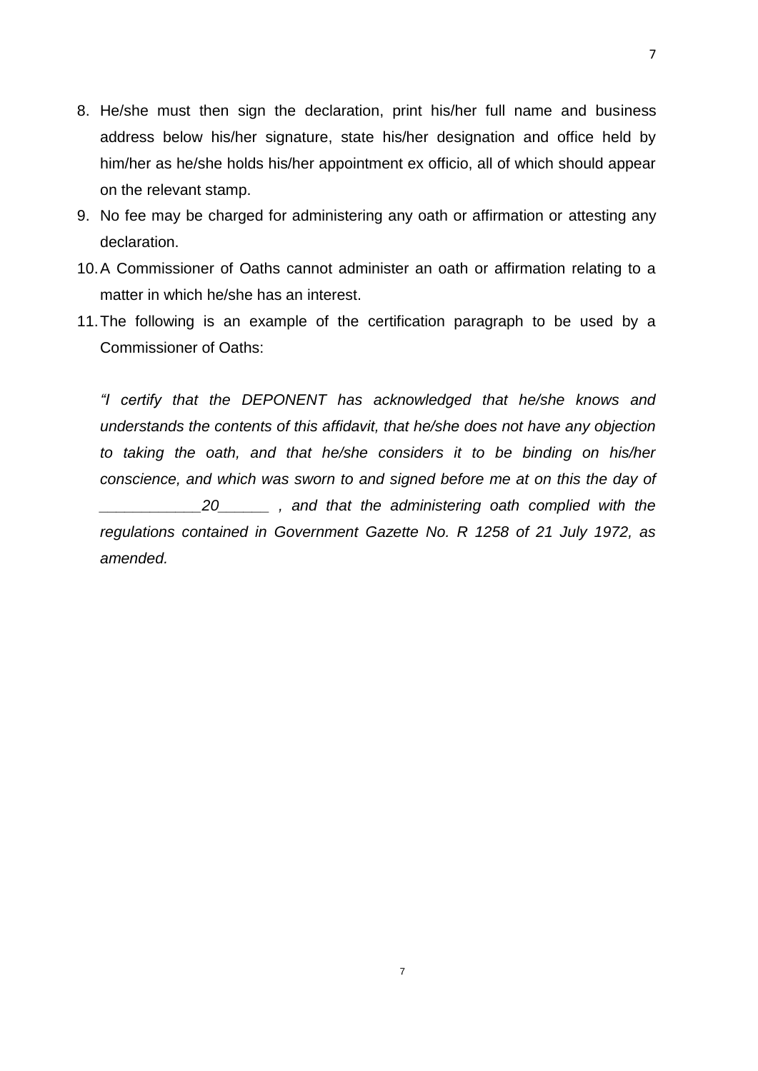8. He/she must then sign the declaration, print his/her full name and business address below his/her signature, state his/her designation and office held by him/her as he/she holds his/her appointment ex officio, all of which should appear on the relevant stamp.
9. No fee may be charged for administering any oath or affirmation or attesting any declaration.
10. A Commissioner of Oaths cannot administer an oath or affirmation relating to a matter in which he/she has an interest.
11. The following is an example of the certification paragraph to be used by a Commissioner of Oaths:

    *"I certify that the DEPONENT has acknowledged that he/she knows and understands the contents of this affidavit, that he/she does not have any objection to taking the oath, and that he/she considers it to be binding on his/her conscience, and which was sworn to and signed before me at on this the day of ___________20______ , and that the administering oath complied with the regulations contained in Government Gazette No. R 1258 of 21 July 1972, as amended.*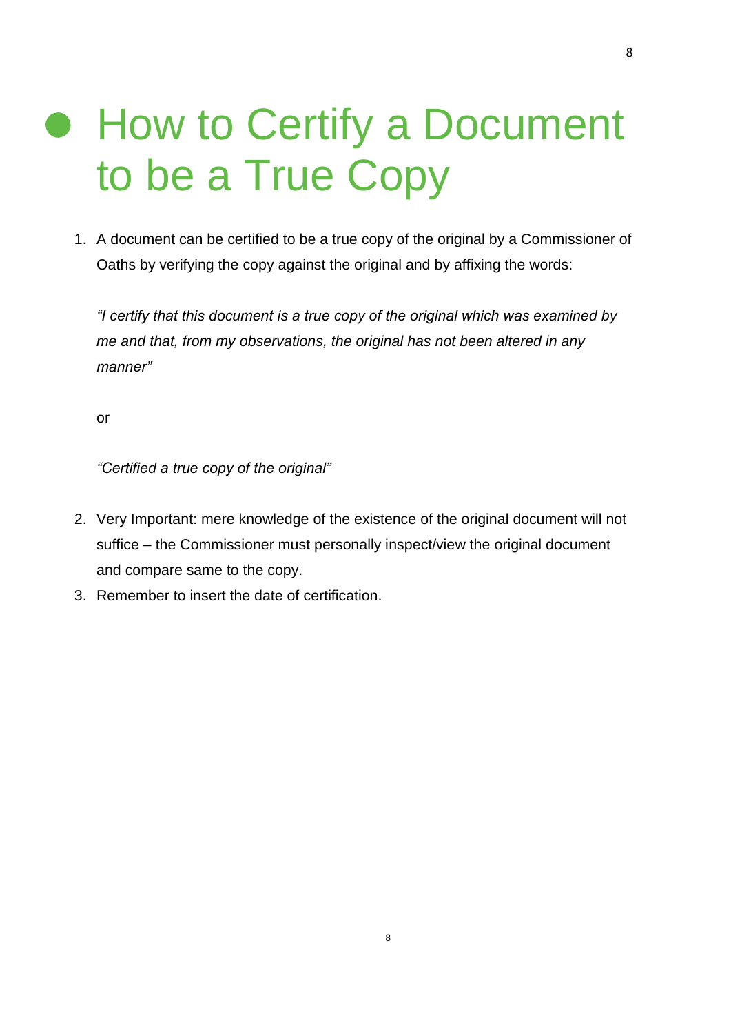# How to Certify a Document to be a True Copy

1. A document can be certified to be a true copy of the original by a Commissioner of Oaths by verifying the copy against the original and by affixing the words:

   *"I certify that this document is a true copy of the original which was examined by me and that, from my observations, the original has not been altered in any manner"*

   or

   *"Certified a true copy of the original"*

2. Very Important: mere knowledge of the existence of the original document will not suffice – the Commissioner must personally inspect/view the original document and compare same to the copy.
3. Remember to insert the date of certification.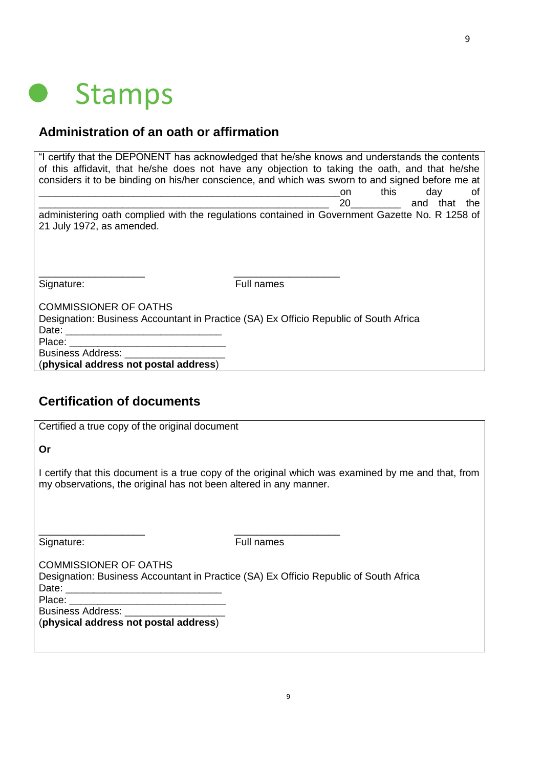# Stamps

## Administration of an oath or affirmation

"I certify that the DEPONENT has acknowledged that he/she knows and understands the contents of this affidavit, that he/she does not have any objection to taking the oath, and that he/she considers it to be binding on his/her conscience, and which was sworn to and signed before me at \_\_\_\_\_\_\_\_\_\_\_\_\_\_\_\_\_\_\_\_\_\_\_\_\_\_\_\_\_\_\_\_\_\_\_\_\_\_\_\_\_\_\_\_\_\_\_\_\_\_\_on this day of \_\_\_\_\_\_\_\_\_\_\_\_\_\_\_\_\_\_\_\_\_\_\_\_\_\_\_\_\_\_\_\_\_\_\_\_\_\_\_\_\_\_\_\_\_\_\_\_\_ 20\_\_\_\_\_\_\_\_\_ and that the administering oath complied with the regulations contained in Government Gazette No. R 1258 of 21 July 1972, as amended.

\_\_\_\_\_\_\_\_\_\_\_\_\_\_\_\_\_\_\_ \_\_\_\_\_\_\_\_\_\_\_\_\_\_\_\_\_\_\_

Signature: Full names

COMMISSIONER OF OATHS
Designation: Business Accountant in Practice (SA) Ex Officio Republic of South Africa
Date: \_\_\_\_\_\_\_\_\_\_\_\_\_\_\_\_\_\_\_\_\_\_\_\_\_\_\_
Place: \_\_\_\_\_\_\_\_\_\_\_\_\_\_\_\_\_\_\_\_\_\_\_\_\_\_\_
Business Address: \_\_\_\_\_\_\_\_\_\_\_\_\_\_\_\_\_\_
(**physical address not postal address**)

## Certification of documents

Certified a true copy of the original document

**Or**

I certify that this document is a true copy of the original which was examined by me and that, from my observations, the original has not been altered in any manner.

\_\_\_\_\_\_\_\_\_\_\_\_\_\_\_\_\_\_\_ \_\_\_\_\_\_\_\_\_\_\_\_\_\_\_\_\_\_\_

Signature: Full names

COMMISSIONER OF OATHS
Designation: Business Accountant in Practice (SA) Ex Officio Republic of South Africa
Date: \_\_\_\_\_\_\_\_\_\_\_\_\_\_\_\_\_\_\_\_\_\_\_\_\_\_\_
Place: \_\_\_\_\_\_\_\_\_\_\_\_\_\_\_\_\_\_\_\_\_\_\_\_\_\_\_
Business Address: \_\_\_\_\_\_\_\_\_\_\_\_\_\_\_\_\_\_
(**physical address not postal address**)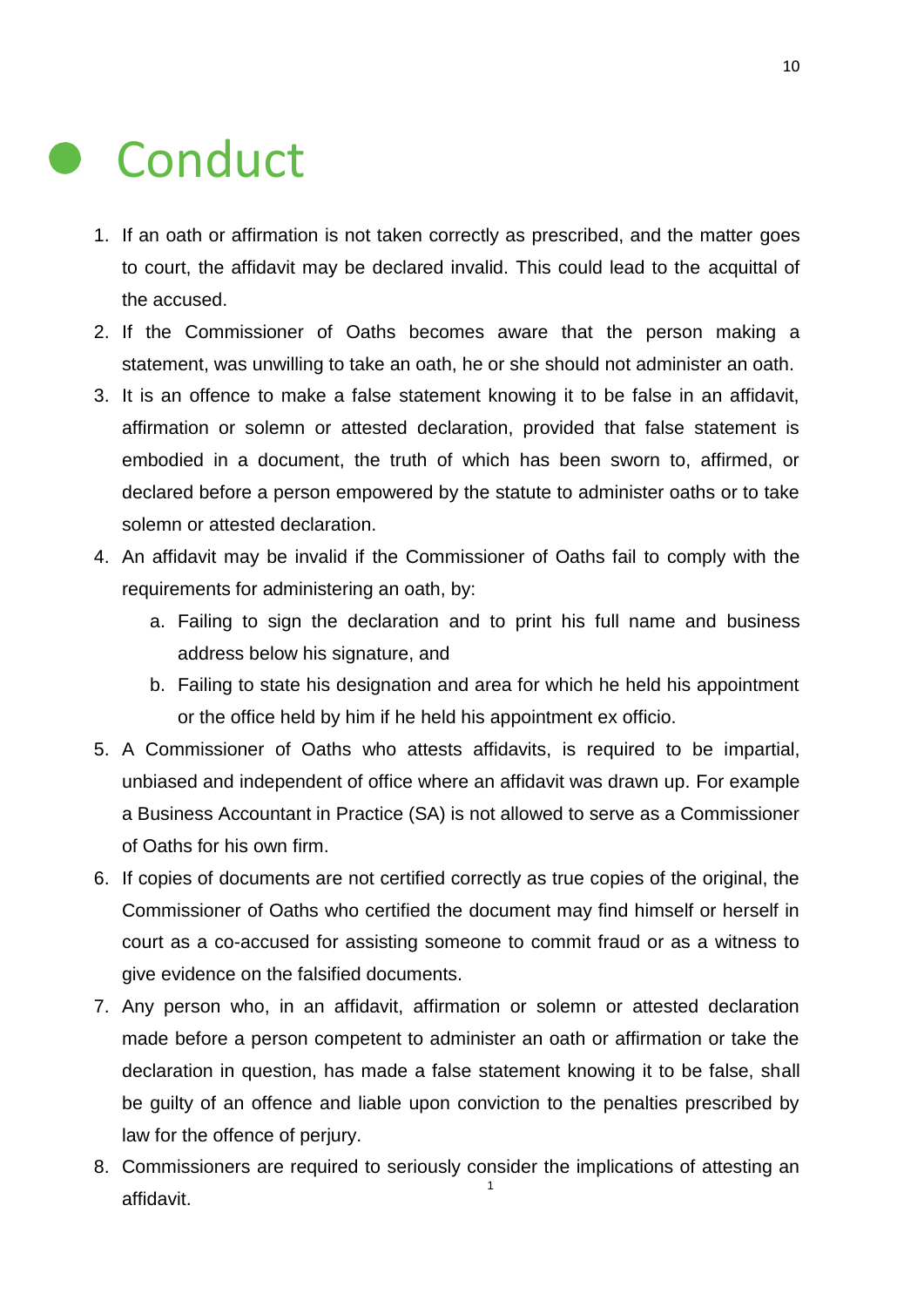# Conduct

1. If an oath or affirmation is not taken correctly as prescribed, and the matter goes to court, the affidavit may be declared invalid. This could lead to the acquittal of the accused.
2. If the Commissioner of Oaths becomes aware that the person making a statement, was unwilling to take an oath, he or she should not administer an oath.
3. It is an offence to make a false statement knowing it to be false in an affidavit, affirmation or solemn or attested declaration, provided that false statement is embodied in a document, the truth of which has been sworn to, affirmed, or declared before a person empowered by the statute to administer oaths or to take solemn or attested declaration.
4. An affidavit may be invalid if the Commissioner of Oaths fail to comply with the requirements for administering an oath, by:
   a. Failing to sign the declaration and to print his full name and business address below his signature, and
   b. Failing to state his designation and area for which he held his appointment or the office held by him if he held his appointment ex officio.
5. A Commissioner of Oaths who attests affidavits, is required to be impartial, unbiased and independent of office where an affidavit was drawn up. For example a Business Accountant in Practice (SA) is not allowed to serve as a Commissioner of Oaths for his own firm.
6. If copies of documents are not certified correctly as true copies of the original, the Commissioner of Oaths who certified the document may find himself or herself in court as a co-accused for assisting someone to commit fraud or as a witness to give evidence on the falsified documents.
7. Any person who, in an affidavit, affirmation or solemn or attested declaration made before a person competent to administer an oath or affirmation or take the declaration in question, has made a false statement knowing it to be false, shall be guilty of an offence and liable upon conviction to the penalties prescribed by law for the offence of perjury.
8. Commissioners are required to seriously consider the implications of attesting an affidavit.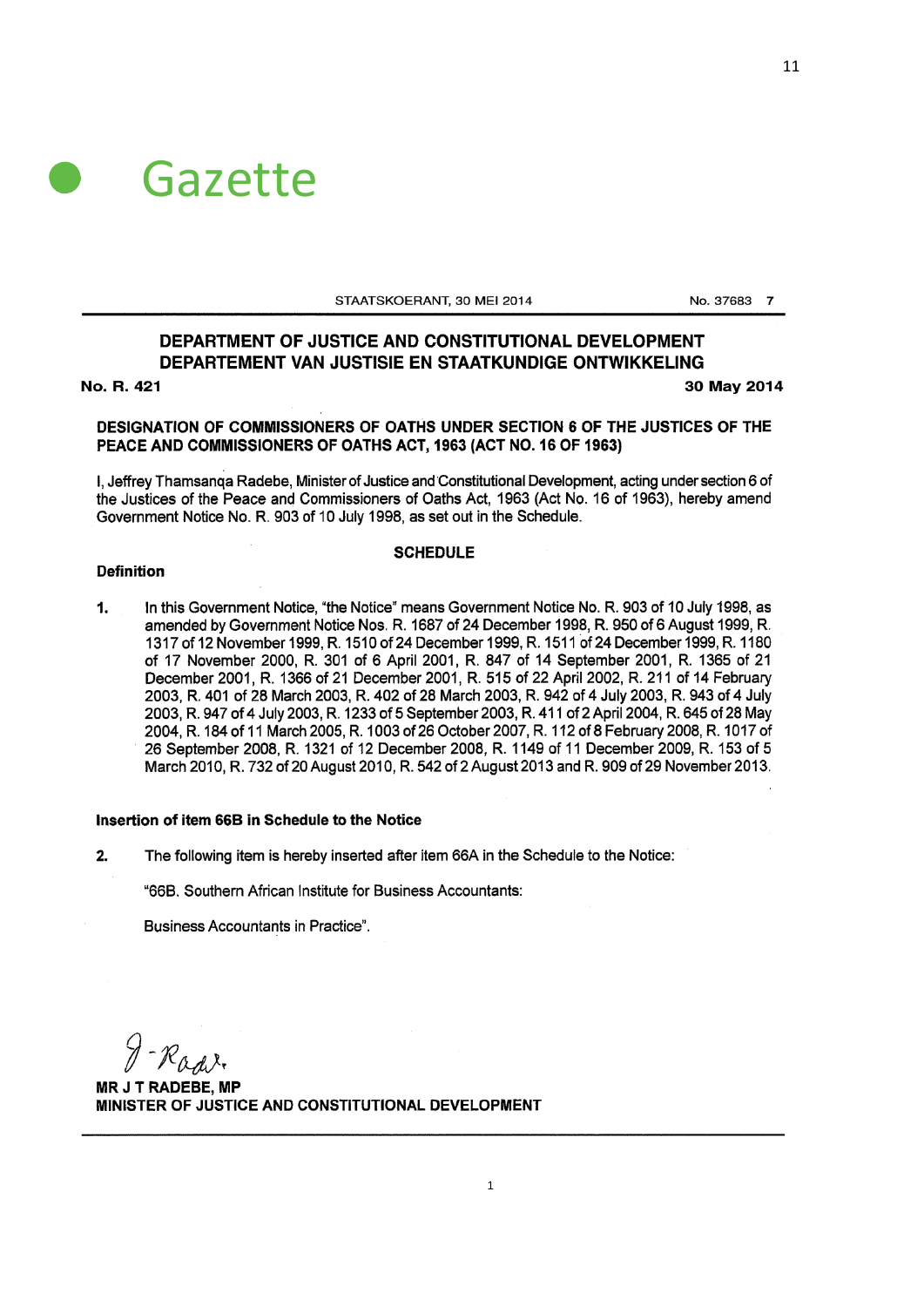# Gazette

STAATSKOERANT, 30 MEI 2014 No. 37683 7

**DEPARTMENT OF JUSTICE AND CONSTITUTIONAL DEVELOPMENT**
**DEPARTEMENT VAN JUSTISIE EN STAATKUNDIGE ONTWIKKELING**

**No. R. 421** **30 May 2014**

**DESIGNATION OF COMMISSIONERS OF OATHS UNDER SECTION 6 OF THE JUSTICES OF THE PEACE AND COMMISSIONERS OF OATHS ACT, 1963 (ACT NO. 16 OF 1963)**

I, Jeffrey Thamsanqa Radebe, Minister of Justice and Constitutional Development, acting under section 6 of the Justices of the Peace and Commissioners of Oaths Act, 1963 (Act No. 16 of 1963), hereby amend Government Notice No. R. 903 of 10 July 1998, as set out in the Schedule.

**SCHEDULE**

**Definition**

**1.** In this Government Notice, "the Notice" means Government Notice No. R. 903 of 10 July 1998, as amended by Government Notice Nos. R. 1687 of 24 December 1998, R. 950 of 6 August 1999, R. 1317 of 12 November 1999, R. 1510 of 24 December 1999, R. 1511 of 24 December 1999, R. 1180 of 17 November 2000, R. 301 of 6 April 2001, R. 847 of 14 September 2001, R. 1365 of 21 December 2001, R. 1366 of 21 December 2001, R. 515 of 22 April 2002, R. 211 of 14 February 2003, R. 401 of 28 March 2003, R. 402 of 28 March 2003, R. 942 of 4 July 2003, R. 943 of 4 July 2003, R. 947 of 4 July 2003, R. 1233 of 5 September 2003, R. 411 of 2 April 2004, R. 645 of 28 May 2004, R. 184 of 11 March 2005, R. 1003 of 26 October 2007, R. 112 of 8 February 2008, R. 1017 of 26 September 2008, R. 1321 of 12 December 2008, R. 1149 of 11 December 2009, R. 153 of 5 March 2010, R. 732 of 20 August 2010, R. 542 of 2 August 2013 and R. 909 of 29 November 2013.

**Insertion of item 66B in Schedule to the Notice**

**2.** The following item is hereby inserted after item 66A in the Schedule to the Notice:

"66B. Southern African Institute for Business Accountants:

Business Accountants in Practice".

J-Radr.

**MR J T RADEBE, MP**
**MINISTER OF JUSTICE AND CONSTITUTIONAL DEVELOPMENT**